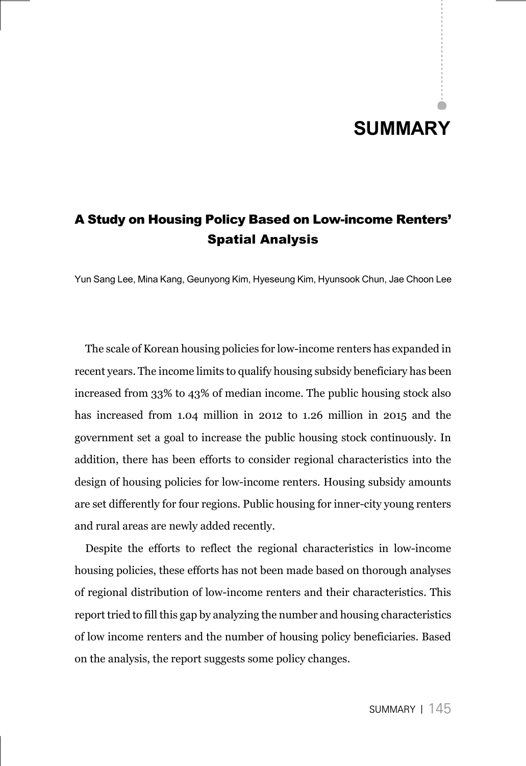# SUMMARY

## A Study on Housing Policy Based on Low-income Renters' Spatial Analysis

Yun Sang Lee, Mina Kang, Geunyong Kim, Hyeseung Kim, Hyunsook Chun, Jae Choon Lee

The scale of Korean housing policies for low-income renters has expanded in recent years. The income limits to qualify housing subsidy beneficiary has been increased from 33% to 43% of median income. The public housing stock also has increased from 1.04 million in 2012 to 1.26 million in 2015 and the government set a goal to increase the public housing stock continuously. In addition, there has been efforts to consider regional characteristics into the design of housing policies for low-income renters. Housing subsidy amounts are set differently for four regions. Public housing for inner-city young renters and rural areas are newly added recently.

Despite the efforts to reflect the regional characteristics in low-income housing policies, these efforts has not been made based on thorough analyses of regional distribution of low-income renters and their characteristics. This report tried to fill this gap by analyzing the number and housing characteristics of low income renters and the number of housing policy beneficiaries. Based on the analysis, the report suggests some policy changes.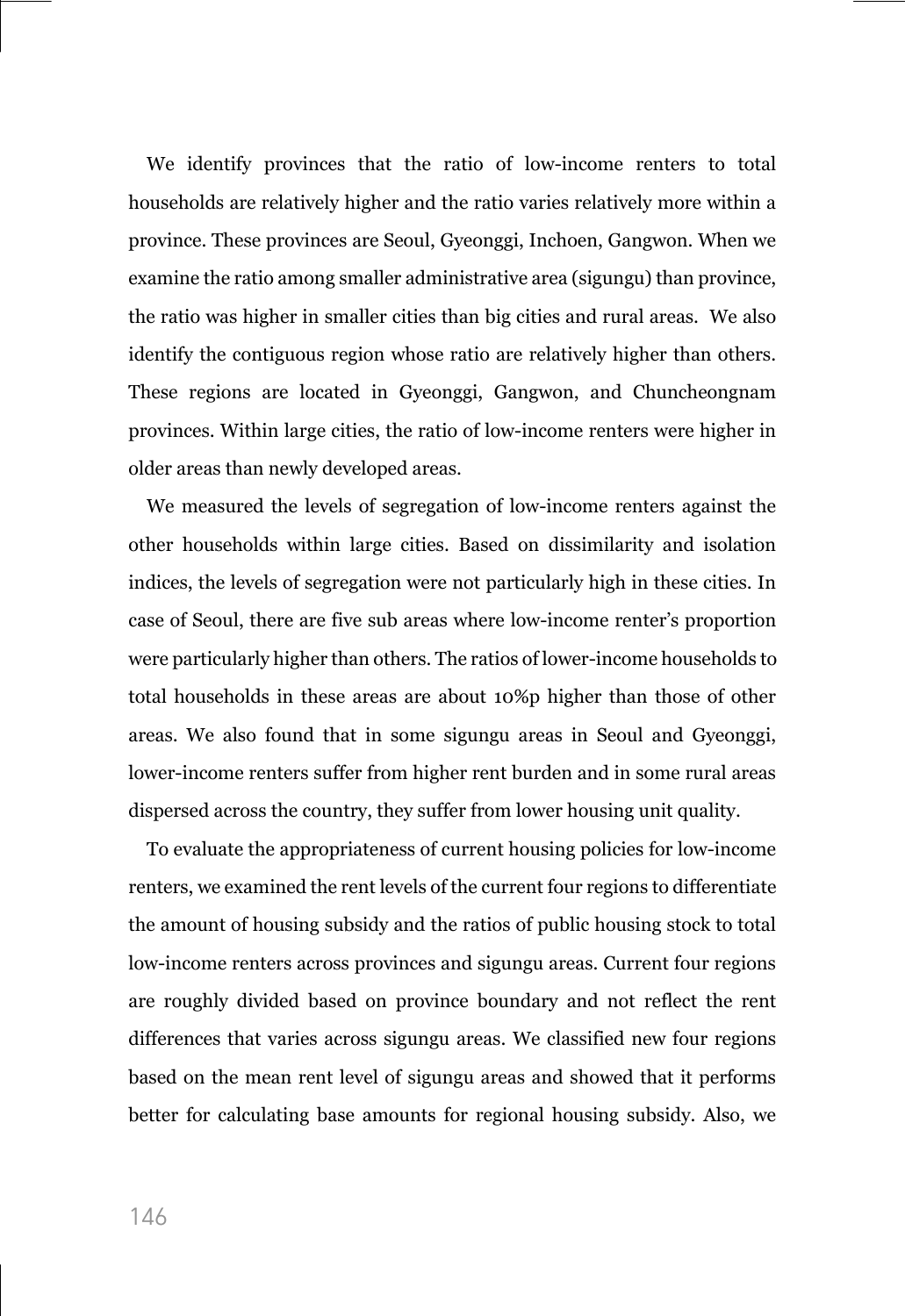We identify provinces that the ratio of low-income renters to total households are relatively higher and the ratio varies relatively more within a province. These provinces are Seoul, Gyeonggi, Inchoen, Gangwon. When we examine the ratio among smaller administrative area (sigungu) than province, the ratio was higher in smaller cities than big cities and rural areas. We also identify the contiguous region whose ratio are relatively higher than others. These regions are located in Gyeonggi, Gangwon, and Chuncheongnam provinces. Within large cities, the ratio of low-income renters were higher in older areas than newly developed areas.

We measured the levels of segregation of low-income renters against the other households within large cities. Based on dissimilarity and isolation indices, the levels of segregation were not particularly high in these cities. In case of Seoul, there are five sub areas where low-income renter's proportion were particularly higher than others. The ratios of lower-income households to total households in these areas are about 10%p higher than those of other areas. We also found that in some sigungu areas in Seoul and Gyeonggi, lower-income renters suffer from higher rent burden and in some rural areas dispersed across the country, they suffer from lower housing unit quality.

To evaluate the appropriateness of current housing policies for low-income renters, we examined the rent levels of the current four regions to differentiate the amount of housing subsidy and the ratios of public housing stock to total low-income renters across provinces and sigungu areas. Current four regions are roughly divided based on province boundary and not reflect the rent differences that varies across sigungu areas. We classified new four regions based on the mean rent level of sigungu areas and showed that it performs better for calculating base amounts for regional housing subsidy. Also, we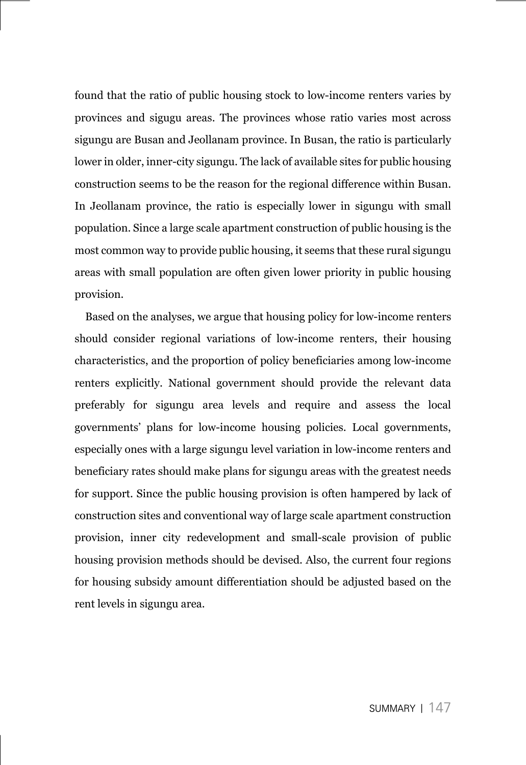found that the ratio of public housing stock to low-income renters varies by provinces and sigugu areas. The provinces whose ratio varies most across sigungu are Busan and Jeollanam province. In Busan, the ratio is particularly lower in older, inner-city sigungu. The lack of available sites for public housing construction seems to be the reason for the regional difference within Busan. In Jeollanam province, the ratio is especially lower in sigungu with small population. Since a large scale apartment construction of public housing is the most common way to provide public housing, it seems that these rural sigungu areas with small population are often given lower priority in public housing provision.

Based on the analyses, we argue that housing policy for low-income renters should consider regional variations of low-income renters, their housing characteristics, and the proportion of policy beneficiaries among low-income renters explicitly. National government should provide the relevant data preferably for sigungu area levels and require and assess the local governments' plans for low-income housing policies. Local governments, especially ones with a large sigungu level variation in low-income renters and beneficiary rates should make plans for sigungu areas with the greatest needs for support. Since the public housing provision is often hampered by lack of construction sites and conventional way of large scale apartment construction provision, inner city redevelopment and small-scale provision of public housing provision methods should be devised. Also, the current four regions for housing subsidy amount differentiation should be adjusted based on the rent levels in sigungu area.